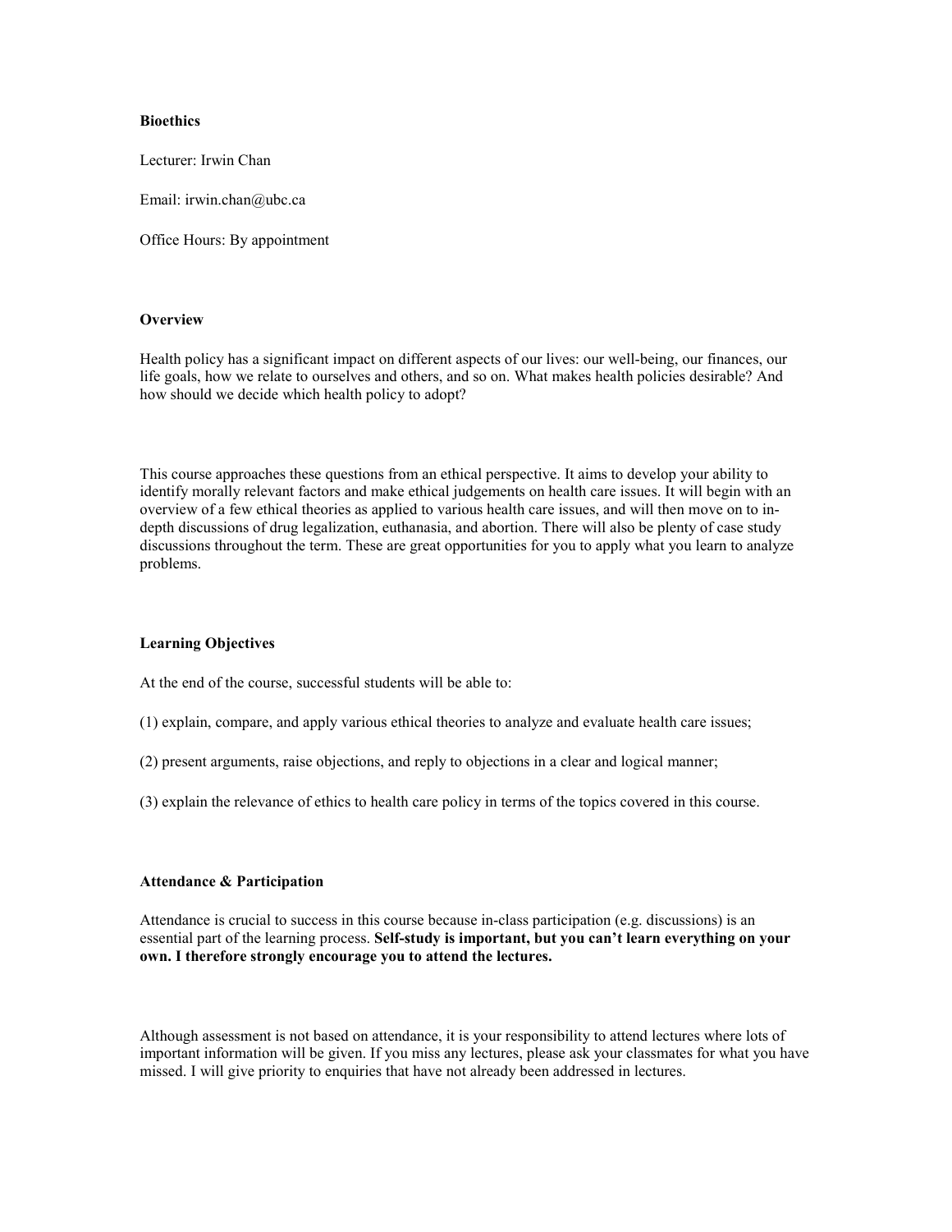**Bioethics**

Lecturer: Irwin Chan

Email: irwin.chan@ubc.ca

Office Hours: By appointment

## Overview

Health policy has a significant impact on different aspects of our lives: our well-being, our finances, our life goals, how we relate to ourselves and others, and so on. What makes health policies desirable? And how should we decide which health policy to adopt?

This course approaches these questions from an ethical perspective. It aims to develop your ability to identify morally relevant factors and make ethical judgements on health care issues. It will begin with an overview of a few ethical theories as applied to various health care issues, and will then move on to in-depth discussions of drug legalization, euthanasia, and abortion. There will also be plenty of case study discussions throughout the term. These are great opportunities for you to apply what you learn to analyze problems.

## Learning Objectives

At the end of the course, successful students will be able to:

(1) explain, compare, and apply various ethical theories to analyze and evaluate health care issues;

(2) present arguments, raise objections, and reply to objections in a clear and logical manner;

(3) explain the relevance of ethics to health care policy in terms of the topics covered in this course.

## Attendance & Participation

Attendance is crucial to success in this course because in-class participation (e.g. discussions) is an essential part of the learning process. **Self-study is important, but you can't learn everything on your own. I therefore strongly encourage you to attend the lectures.**

Although assessment is not based on attendance, it is your responsibility to attend lectures where lots of important information will be given. If you miss any lectures, please ask your classmates for what you have missed. I will give priority to enquiries that have not already been addressed in lectures.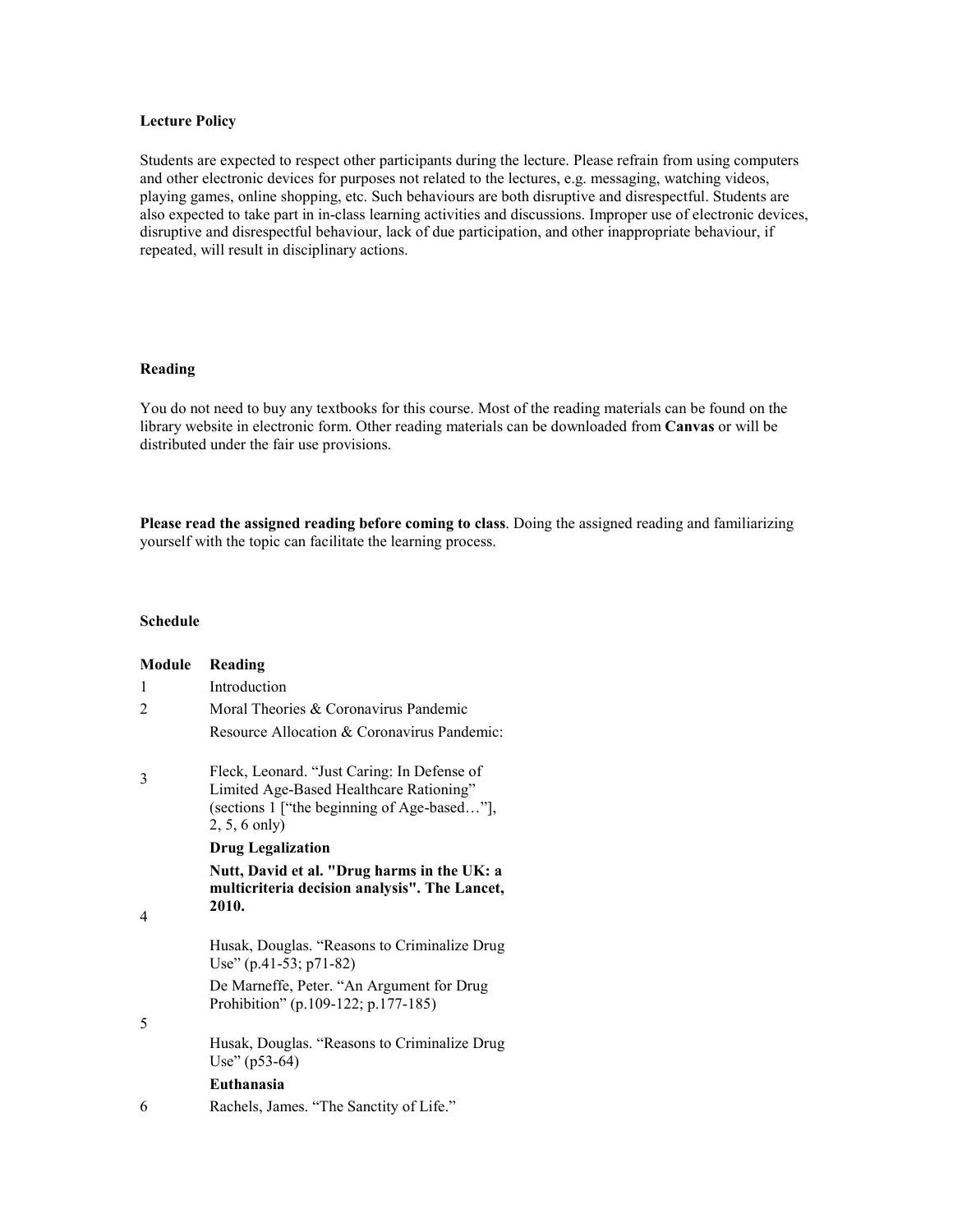**Lecture Policy**

Students are expected to respect other participants during the lecture. Please refrain from using computers and other electronic devices for purposes not related to the lectures, e.g. messaging, watching videos, playing games, online shopping, etc. Such behaviours are both disruptive and disrespectful. Students are also expected to take part in in-class learning activities and discussions. Improper use of electronic devices, disruptive and disrespectful behaviour, lack of due participation, and other inappropriate behaviour, if repeated, will result in disciplinary actions.

**Reading**

You do not need to buy any textbooks for this course. Most of the reading materials can be found on the library website in electronic form. Other reading materials can be downloaded from **Canvas** or will be distributed under the fair use provisions.

**Please read the assigned reading before coming to class**. Doing the assigned reading and familiarizing yourself with the topic can facilitate the learning process.

**Schedule**

| **Module** | **Reading** |
|---|---|
| 1 | Introduction |
| 2 | Moral Theories & Coronavirus Pandemic |
| 3 | Resource Allocation & Coronavirus Pandemic: <br> Fleck, Leonard. "Just Caring: In Defense of Limited Age-Based Healthcare Rationing" (sections 1 ["the beginning of Age-based…"], 2, 5, 6 only) |
| 4 | **Drug Legalization** <br> **Nutt, David et al. "Drug harms in the UK: a multicriteria decision analysis". The Lancet, 2010.** <br> Husak, Douglas. "Reasons to Criminalize Drug Use" (p.41-53; p71-82) |
| 5 | De Marneffe, Peter. "An Argument for Drug Prohibition" (p.109-122; p.177-185) <br> Husak, Douglas. "Reasons to Criminalize Drug Use" (p53-64) |
| 6 | **Euthanasia** <br> Rachels, James. "The Sanctity of Life." |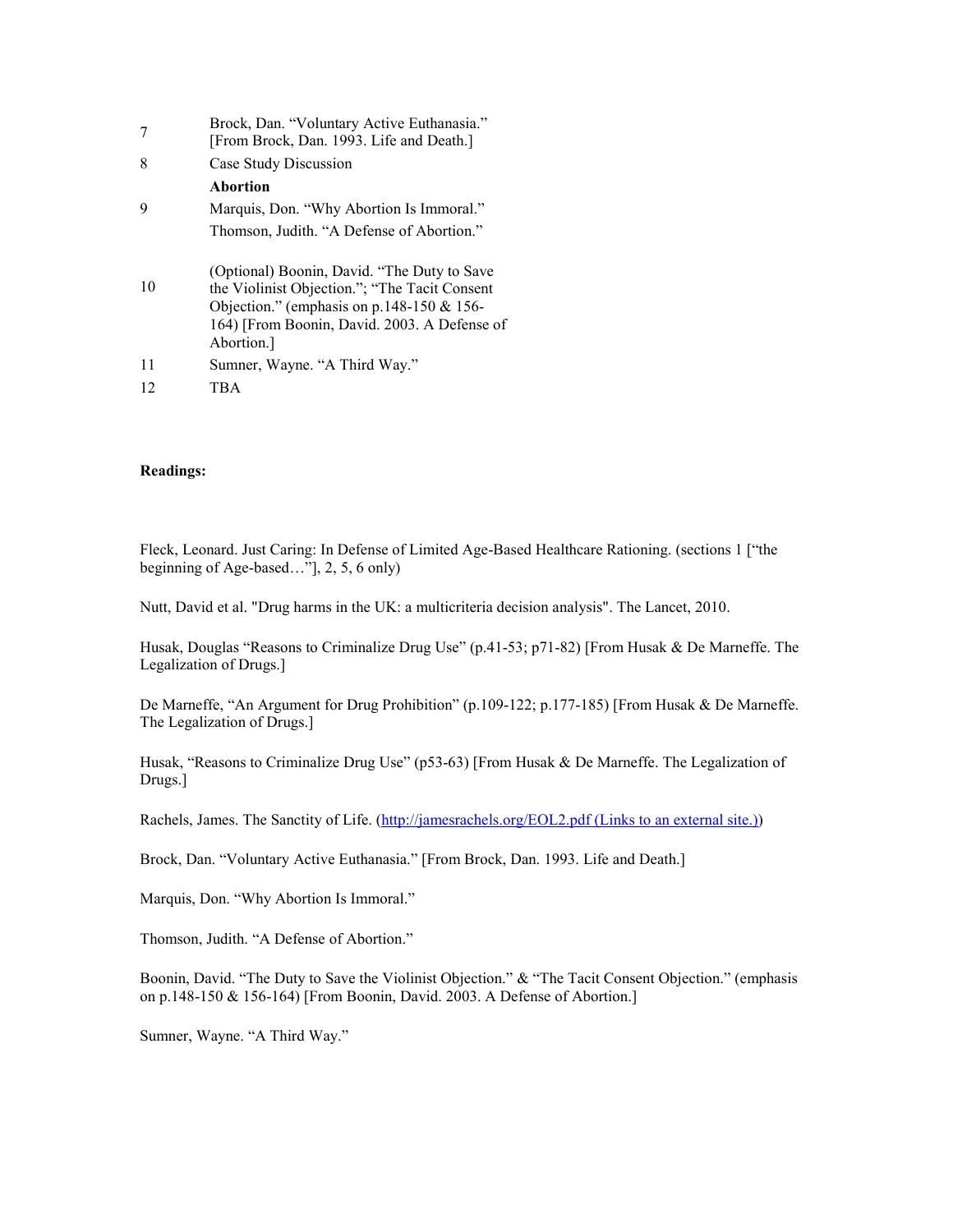| | |
|---|---|
| 7 | Brock, Dan. "Voluntary Active Euthanasia." [From Brock, Dan. 1993. Life and Death.] |
| 8 | Case Study Discussion |
| | **Abortion** |
| 9 | Marquis, Don. "Why Abortion Is Immoral." |
| | Thomson, Judith. "A Defense of Abortion." |
| 10 | (Optional) Boonin, David. "The Duty to Save the Violinist Objection."; "The Tacit Consent Objection." (emphasis on p.148-150 & 156-164) [From Boonin, David. 2003. A Defense of Abortion.] |
| 11 | Sumner, Wayne. "A Third Way." |
| 12 | TBA |

**Readings:**

Fleck, Leonard. Just Caring: In Defense of Limited Age-Based Healthcare Rationing. (sections 1 ["the beginning of Age-based…"], 2, 5, 6 only)

Nutt, David et al. "Drug harms in the UK: a multicriteria decision analysis". The Lancet, 2010.

Husak, Douglas "Reasons to Criminalize Drug Use" (p.41-53; p71-82) [From Husak & De Marneffe. The Legalization of Drugs.]

De Marneffe, "An Argument for Drug Prohibition" (p.109-122; p.177-185) [From Husak & De Marneffe. The Legalization of Drugs.]

Husak, "Reasons to Criminalize Drug Use" (p53-63) [From Husak & De Marneffe. The Legalization of Drugs.]

Rachels, James. The Sanctity of Life. (http://jamesrachels.org/EOL2.pdf (Links to an external site.))

Brock, Dan. "Voluntary Active Euthanasia." [From Brock, Dan. 1993. Life and Death.]

Marquis, Don. "Why Abortion Is Immoral."

Thomson, Judith. "A Defense of Abortion."

Boonin, David. "The Duty to Save the Violinist Objection." & "The Tacit Consent Objection." (emphasis on p.148-150 & 156-164) [From Boonin, David. 2003. A Defense of Abortion.]

Sumner, Wayne. "A Third Way."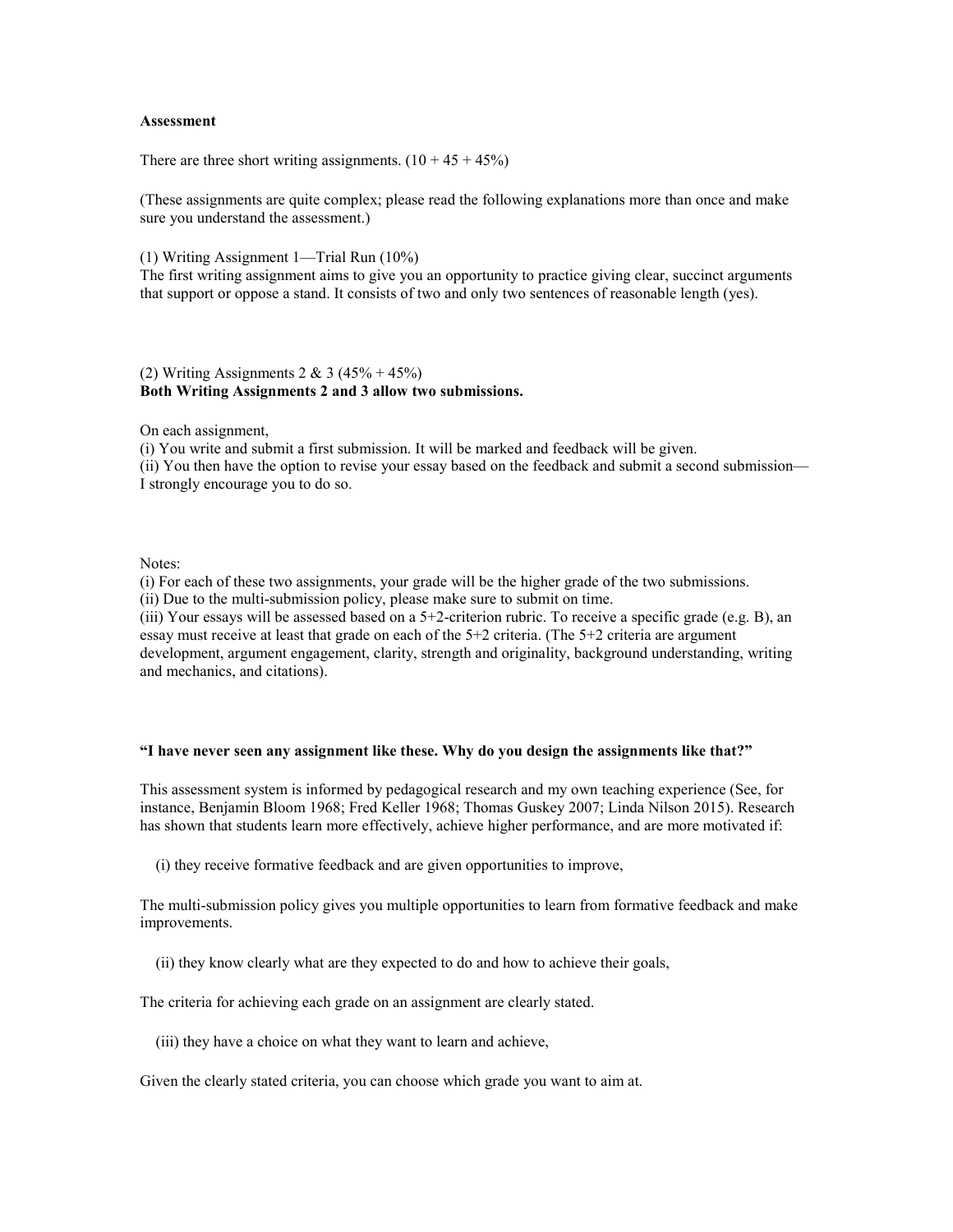**Assessment**

There are three short writing assignments. (10 + 45 + 45%)

(These assignments are quite complex; please read the following explanations more than once and make sure you understand the assessment.)

(1) Writing Assignment 1—Trial Run (10%)
The first writing assignment aims to give you an opportunity to practice giving clear, succinct arguments that support or oppose a stand. It consists of two and only two sentences of reasonable length (yes).

(2) Writing Assignments 2 & 3 (45% + 45%)
**Both Writing Assignments 2 and 3 allow two submissions.**

On each assignment,
(i) You write and submit a first submission. It will be marked and feedback will be given.
(ii) You then have the option to revise your essay based on the feedback and submit a second submission—I strongly encourage you to do so.

Notes:
(i) For each of these two assignments, your grade will be the higher grade of the two submissions.
(ii) Due to the multi-submission policy, please make sure to submit on time.
(iii) Your essays will be assessed based on a 5+2-criterion rubric. To receive a specific grade (e.g. B), an essay must receive at least that grade on each of the 5+2 criteria. (The 5+2 criteria are argument development, argument engagement, clarity, strength and originality, background understanding, writing and mechanics, and citations).

**"I have never seen any assignment like these. Why do you design the assignments like that?"**

This assessment system is informed by pedagogical research and my own teaching experience (See, for instance, Benjamin Bloom 1968; Fred Keller 1968; Thomas Guskey 2007; Linda Nilson 2015). Research has shown that students learn more effectively, achieve higher performance, and are more motivated if:

(i) they receive formative feedback and are given opportunities to improve,

The multi-submission policy gives you multiple opportunities to learn from formative feedback and make improvements.

(ii) they know clearly what are they expected to do and how to achieve their goals,

The criteria for achieving each grade on an assignment are clearly stated.

(iii) they have a choice on what they want to learn and achieve,

Given the clearly stated criteria, you can choose which grade you want to aim at.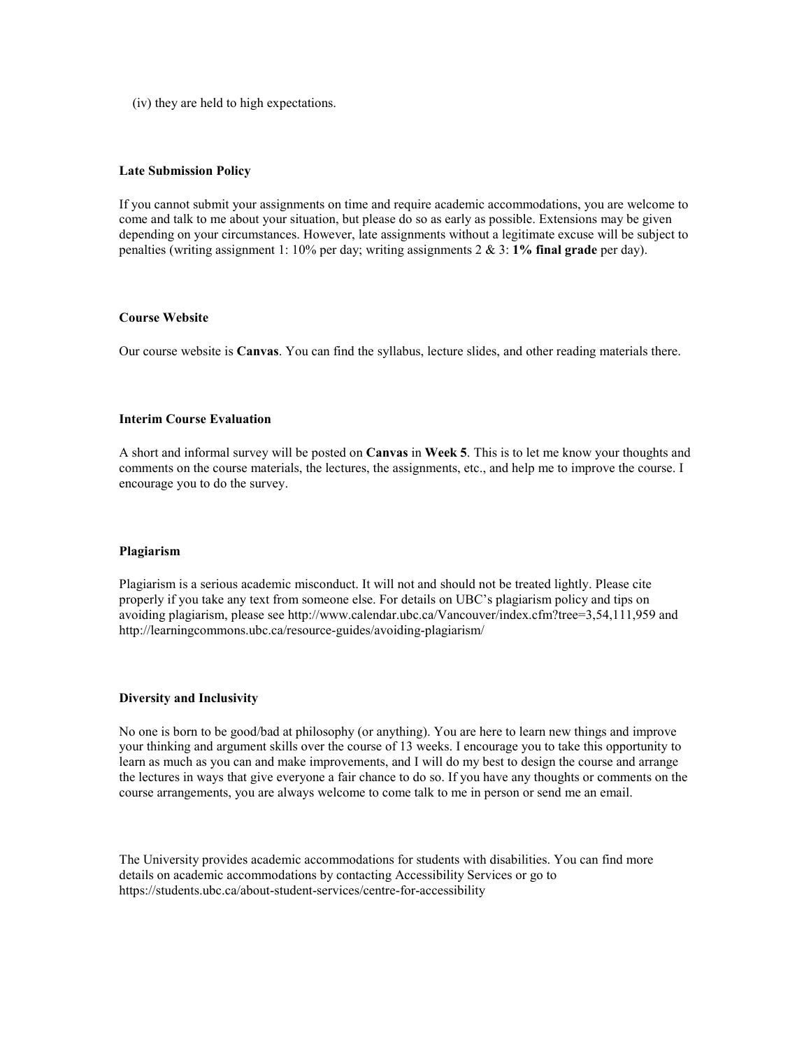(iv) they are held to high expectations.

**Late Submission Policy**

If you cannot submit your assignments on time and require academic accommodations, you are welcome to come and talk to me about your situation, but please do so as early as possible. Extensions may be given depending on your circumstances. However, late assignments without a legitimate excuse will be subject to penalties (writing assignment 1: 10% per day; writing assignments 2 & 3: **1% final grade** per day).

**Course Website**

Our course website is **Canvas**. You can find the syllabus, lecture slides, and other reading materials there.

**Interim Course Evaluation**

A short and informal survey will be posted on **Canvas** in **Week 5**. This is to let me know your thoughts and comments on the course materials, the lectures, the assignments, etc., and help me to improve the course. I encourage you to do the survey.

**Plagiarism**

Plagiarism is a serious academic misconduct. It will not and should not be treated lightly. Please cite properly if you take any text from someone else. For details on UBC's plagiarism policy and tips on avoiding plagiarism, please see http://www.calendar.ubc.ca/Vancouver/index.cfm?tree=3,54,111,959 and http://learningcommons.ubc.ca/resource-guides/avoiding-plagiarism/

**Diversity and Inclusivity**

No one is born to be good/bad at philosophy (or anything). You are here to learn new things and improve your thinking and argument skills over the course of 13 weeks. I encourage you to take this opportunity to learn as much as you can and make improvements, and I will do my best to design the course and arrange the lectures in ways that give everyone a fair chance to do so. If you have any thoughts or comments on the course arrangements, you are always welcome to come talk to me in person or send me an email.

The University provides academic accommodations for students with disabilities. You can find more details on academic accommodations by contacting Accessibility Services or go to https://students.ubc.ca/about-student-services/centre-for-accessibility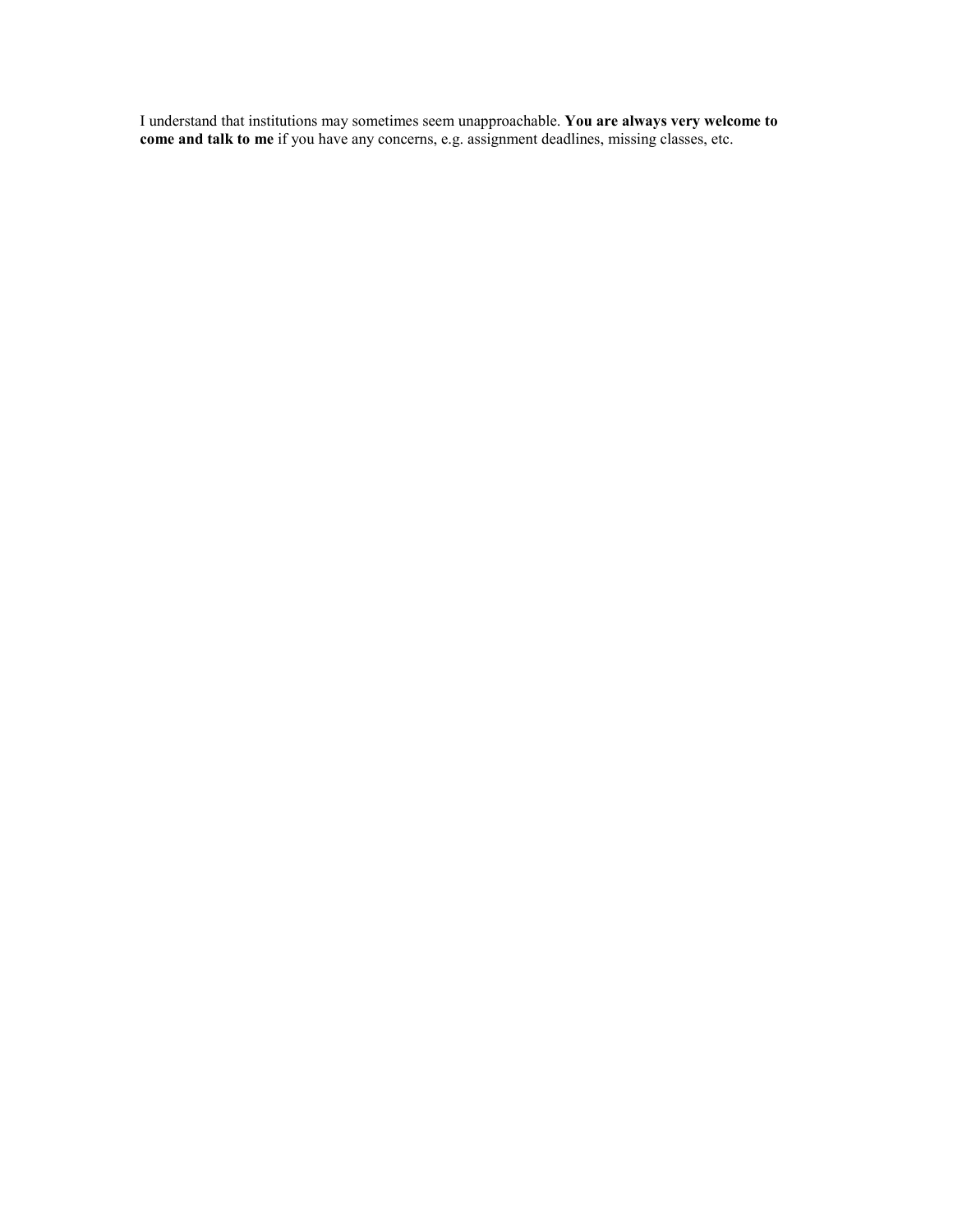I understand that institutions may sometimes seem unapproachable. **You are always very welcome to come and talk to me** if you have any concerns, e.g. assignment deadlines, missing classes, etc.